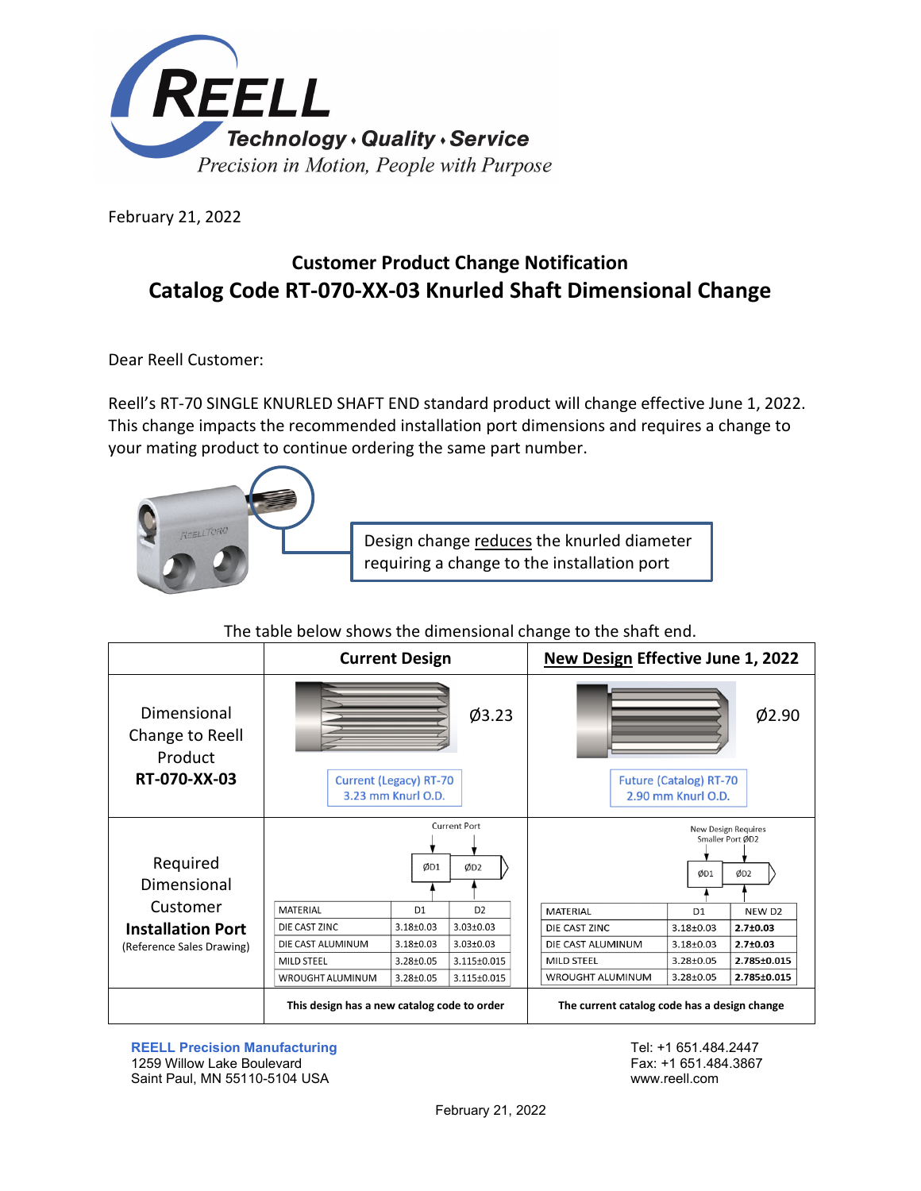**REELL**

*Technology ♦ Quality ♦ Service*

*Precision in Motion, People with Purpose*

February 21, 2022

## Customer Product Change Notification

# Catalog Code RT-070-XX-03 Knurled Shaft Dimensional Change

Dear Reell Customer:

Reell's RT-70 SINGLE KNURLED SHAFT END standard product will change effective June 1, 2022. This change impacts the recommended installation port dimensions and requires a change to your mating product to continue ordering the same part number.

Design change reduces the knurled diameter requiring a change to the installation port

The table below shows the dimensional change to the shaft end.

| | Current Design | New Design Effective June 1, 2022 |
|---|---|---|
| Dimensional Change to Reell Product **RT-070-XX-03** | Ø3.23<br>Current (Legacy) RT-70<br>3.23 mm Knurl O.D. | Ø2.90<br>Future (Catalog) RT-70<br>2.90 mm Knurl O.D. |
| Required Dimensional Customer **Installation Port** (Reference Sales Drawing) | Current Port (ØD1, ØD2) | New Design Requires Smaller Port ØD2 (ØD1, ØD2) |
| | This design has a new catalog code to order | The current catalog code has a design change |

**Current Design – Installation Port**

| MATERIAL | D1 | D2 |
|---|---|---|
| DIE CAST ZINC | 3.18±0.03 | 3.03±0.03 |
| DIE CAST ALUMINUM | 3.18±0.03 | 3.03±0.03 |
| MILD STEEL | 3.28±0.05 | 3.115±0.015 |
| WROUGHT ALUMINUM | 3.28±0.05 | 3.115±0.015 |

**New Design – Installation Port**

| MATERIAL | D1 | NEW D2 |
|---|---|---|
| DIE CAST ZINC | 3.18±0.03 | **2.7±0.03** |
| DIE CAST ALUMINUM | 3.18±0.03 | **2.7±0.03** |
| MILD STEEL | 3.28±0.05 | **2.785±0.015** |
| WROUGHT ALUMINUM | 3.28±0.05 | **2.785±0.015** |

**REELL Precision Manufacturing**
1259 Willow Lake Boulevard
Saint Paul, MN 55110-5104 USA

Tel: +1 651.484.2447
Fax: +1 651.484.3867
www.reell.com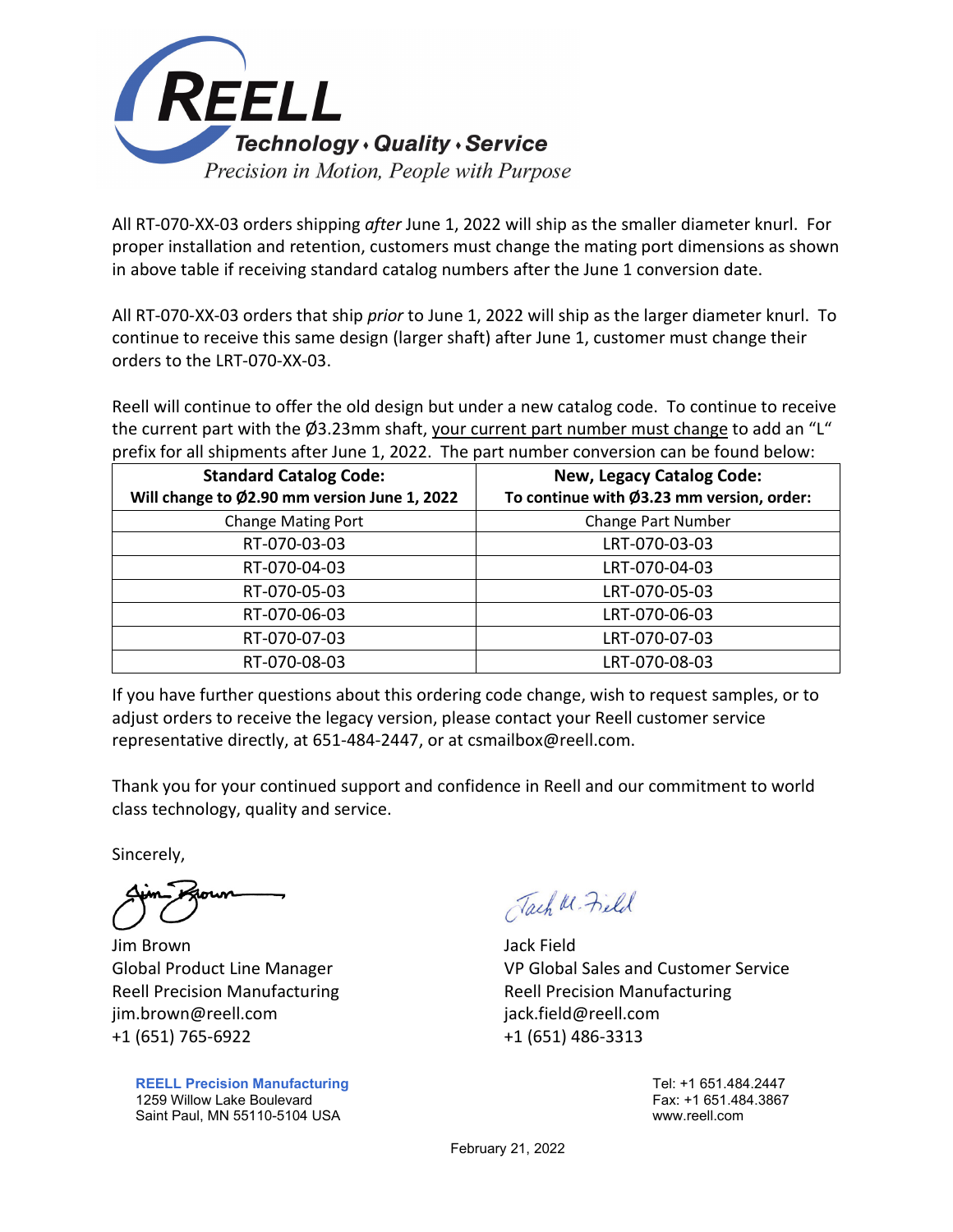All RT-070-XX-03 orders shipping *after* June 1, 2022 will ship as the smaller diameter knurl. For proper installation and retention, customers must change the mating port dimensions as shown in above table if receiving standard catalog numbers after the June 1 conversion date.

All RT-070-XX-03 orders that ship *prior* to June 1, 2022 will ship as the larger diameter knurl. To continue to receive this same design (larger shaft) after June 1, customer must change their orders to the LRT-070-XX-03.

Reell will continue to offer the old design but under a new catalog code. To continue to receive the current part with the Ø3.23mm shaft, your current part number must change to add an "L" prefix for all shipments after June 1, 2022. The part number conversion can be found below:

| **Standard Catalog Code:** **Will change to Ø2.90 mm version June 1, 2022** | **New, Legacy Catalog Code:** **To continue with Ø3.23 mm version, order:** |
|---|---|
| Change Mating Port | Change Part Number |
| RT-070-03-03 | LRT-070-03-03 |
| RT-070-04-03 | LRT-070-04-03 |
| RT-070-05-03 | LRT-070-05-03 |
| RT-070-06-03 | LRT-070-06-03 |
| RT-070-07-03 | LRT-070-07-03 |
| RT-070-08-03 | LRT-070-08-03 |

If you have further questions about this ordering code change, wish to request samples, or to adjust orders to receive the legacy version, please contact your Reell customer service representative directly, at 651-484-2447, or at csmailbox@reell.com.

Thank you for your continued support and confidence in Reell and our commitment to world class technology, quality and service.

Sincerely,

Jim Brown
Global Product Line Manager
Reell Precision Manufacturing
jim.brown@reell.com
+1 (651) 765-6922

Jack Field
VP Global Sales and Customer Service
Reell Precision Manufacturing
jack.field@reell.com
+1 (651) 486-3313

**REELL Precision Manufacturing**
1259 Willow Lake Boulevard
Saint Paul, MN 55110-5104 USA

Tel: +1 651.484.2447
Fax: +1 651.484.3867
www.reell.com

February 21, 2022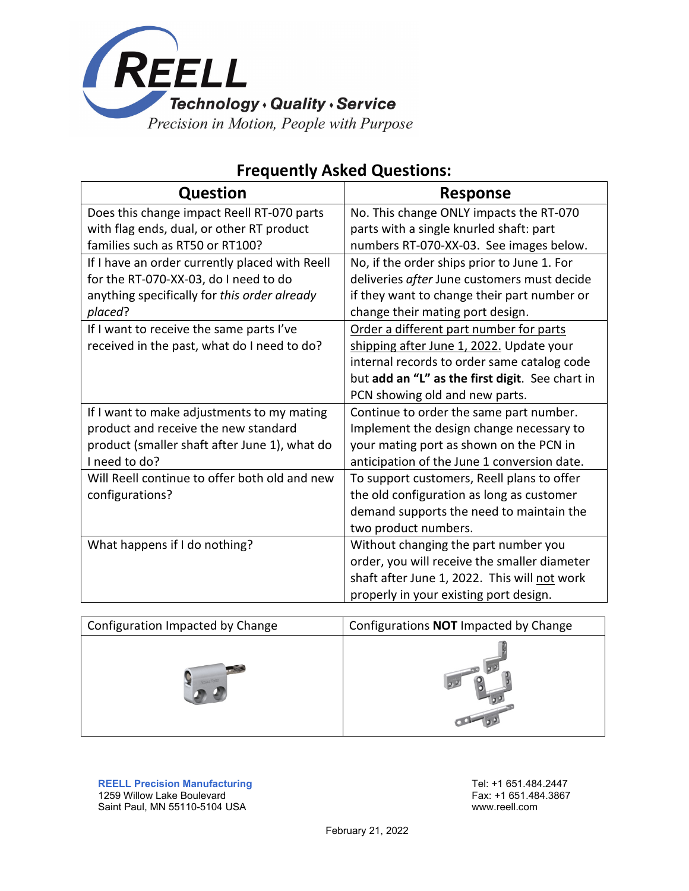## Frequently Asked Questions:

| Question | Response |
| --- | --- |
| Does this change impact Reell RT-070 parts with flag ends, dual, or other RT product families such as RT50 or RT100? | No. This change ONLY impacts the RT-070 parts with a single knurled shaft: part numbers RT-070-XX-03. See images below. |
| If I have an order currently placed with Reell for the RT-070-XX-03, do I need to do anything specifically for *this order already placed*? | No, if the order ships prior to June 1. For deliveries *after* June customers must decide if they want to change their part number or change their mating port design. |
| If I want to receive the same parts I've received in the past, what do I need to do? | Order a different part number for parts shipping after June 1, 2022. Update your internal records to order same catalog code but **add an "L" as the first digit**. See chart in PCN showing old and new parts. |
| If I want to make adjustments to my mating product and receive the new standard product (smaller shaft after June 1), what do I need to do? | Continue to order the same part number. Implement the design change necessary to your mating port as shown on the PCN in anticipation of the June 1 conversion date. |
| Will Reell continue to offer both old and new configurations? | To support customers, Reell plans to offer the old configuration as long as customer demand supports the need to maintain the two product numbers. |
| What happens if I do nothing? | Without changing the part number you order, you will receive the smaller diameter shaft after June 1, 2022. This will not work properly in your existing port design. |

| Configuration Impacted by Change | Configurations **NOT** Impacted by Change |
| --- | --- |
| | |

**REELL Precision Manufacturing**
1259 Willow Lake Boulevard
Saint Paul, MN 55110-5104 USA

Tel: +1 651.484.2447
Fax: +1 651.484.3867
www.reell.com

February 21, 2022